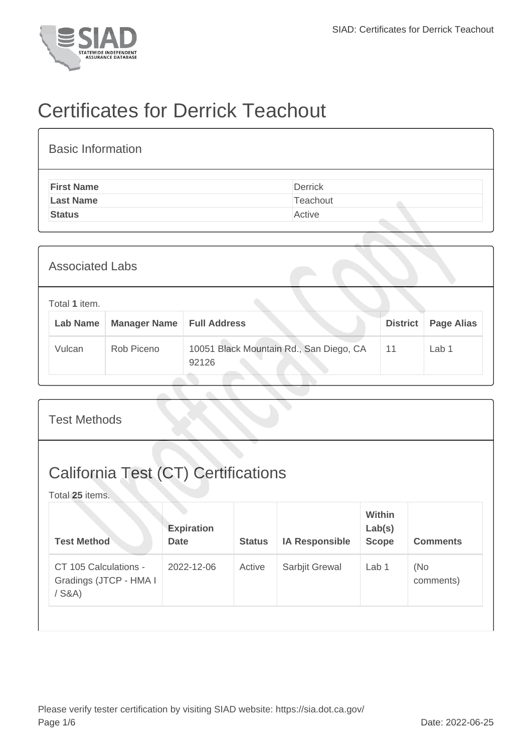# Certificates for Derrick Teachout

## Basic Information

| | |
|---|---|
| **First Name** | Derrick |
| **Last Name** | Teachout |
| **Status** | Active |

## Associated Labs

Total **1** item.

| Lab Name | Manager Name | Full Address | District | Page Alias |
|---|---|---|---|---|
| Vulcan | Rob Piceno | 10051 Black Mountain Rd., San Diego, CA 92126 | 11 | Lab 1 |

## Test Methods

## California Test (CT) Certifications

Total **25** items.

| Test Method | Expiration Date | Status | IA Responsible | Within Lab(s) Scope | Comments |
|---|---|---|---|---|---|
| CT 105 Calculations - Gradings (JTCP - HMA I / S&A) | 2022-12-06 | Active | Sarbjit Grewal | Lab 1 | (No comments) |

Please verify tester certification by visiting SIAD website: https://sia.dot.ca.gov/

Date: 2022-06-25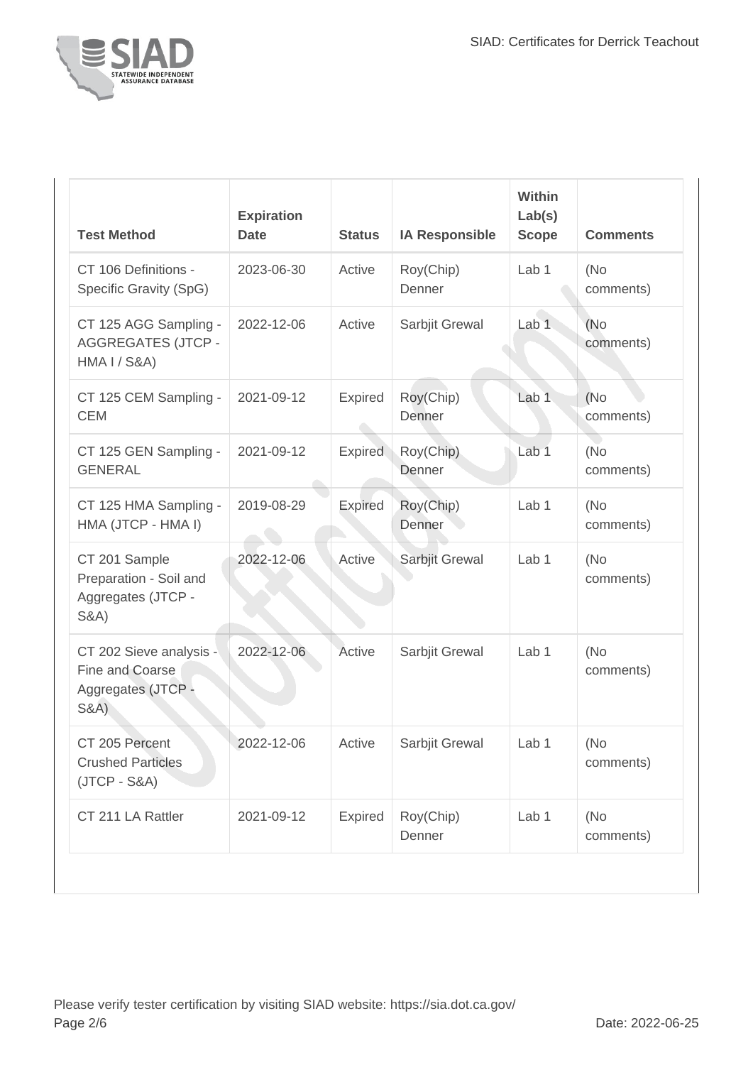| Test Method | Expiration Date | Status | IA Responsible | Within Lab(s) Scope | Comments |
|---|---|---|---|---|---|
| CT 106 Definitions - Specific Gravity (SpG) | 2023-06-30 | Active | Roy(Chip) Denner | Lab 1 | (No comments) |
| CT 125 AGG Sampling - AGGREGATES (JTCP - HMA I / S&A) | 2022-12-06 | Active | Sarbjit Grewal | Lab 1 | (No comments) |
| CT 125 CEM Sampling - CEM | 2021-09-12 | Expired | Roy(Chip) Denner | Lab 1 | (No comments) |
| CT 125 GEN Sampling - GENERAL | 2021-09-12 | Expired | Roy(Chip) Denner | Lab 1 | (No comments) |
| CT 125 HMA Sampling - HMA (JTCP - HMA I) | 2019-08-29 | Expired | Roy(Chip) Denner | Lab 1 | (No comments) |
| CT 201 Sample Preparation - Soil and Aggregates (JTCP - S&A) | 2022-12-06 | Active | Sarbjit Grewal | Lab 1 | (No comments) |
| CT 202 Sieve analysis - Fine and Coarse Aggregates (JTCP - S&A) | 2022-12-06 | Active | Sarbjit Grewal | Lab 1 | (No comments) |
| CT 205 Percent Crushed Particles (JTCP - S&A) | 2022-12-06 | Active | Sarbjit Grewal | Lab 1 | (No comments) |
| CT 211 LA Rattler | 2021-09-12 | Expired | Roy(Chip) Denner | Lab 1 | (No comments) |

Please verify tester certification by visiting SIAD website: https://sia.dot.ca.gov/

Date: 2022-06-25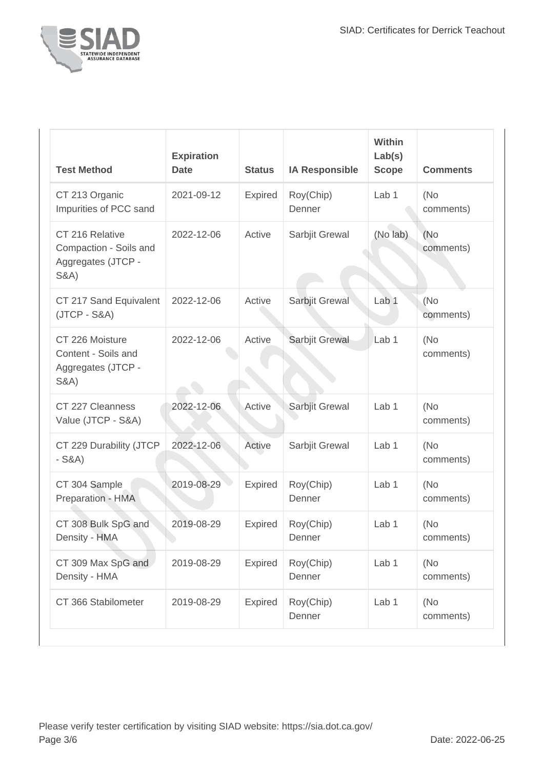| Test Method | Expiration Date | Status | IA Responsible | Within Lab(s) Scope | Comments |
| --- | --- | --- | --- | --- | --- |
| CT 213 Organic Impurities of PCC sand | 2021-09-12 | Expired | Roy(Chip) Denner | Lab 1 | (No comments) |
| CT 216 Relative Compaction - Soils and Aggregates (JTCP - S&A) | 2022-12-06 | Active | Sarbjit Grewal | (No lab) | (No comments) |
| CT 217 Sand Equivalent (JTCP - S&A) | 2022-12-06 | Active | Sarbjit Grewal | Lab 1 | (No comments) |
| CT 226 Moisture Content - Soils and Aggregates (JTCP - S&A) | 2022-12-06 | Active | Sarbjit Grewal | Lab 1 | (No comments) |
| CT 227 Cleanness Value (JTCP - S&A) | 2022-12-06 | Active | Sarbjit Grewal | Lab 1 | (No comments) |
| CT 229 Durability (JTCP - S&A) | 2022-12-06 | Active | Sarbjit Grewal | Lab 1 | (No comments) |
| CT 304 Sample Preparation - HMA | 2019-08-29 | Expired | Roy(Chip) Denner | Lab 1 | (No comments) |
| CT 308 Bulk SpG and Density - HMA | 2019-08-29 | Expired | Roy(Chip) Denner | Lab 1 | (No comments) |
| CT 309 Max SpG and Density - HMA | 2019-08-29 | Expired | Roy(Chip) Denner | Lab 1 | (No comments) |
| CT 366 Stabilometer | 2019-08-29 | Expired | Roy(Chip) Denner | Lab 1 | (No comments) |

Please verify tester certification by visiting SIAD website: https://sia.dot.ca.gov/

Date: 2022-06-25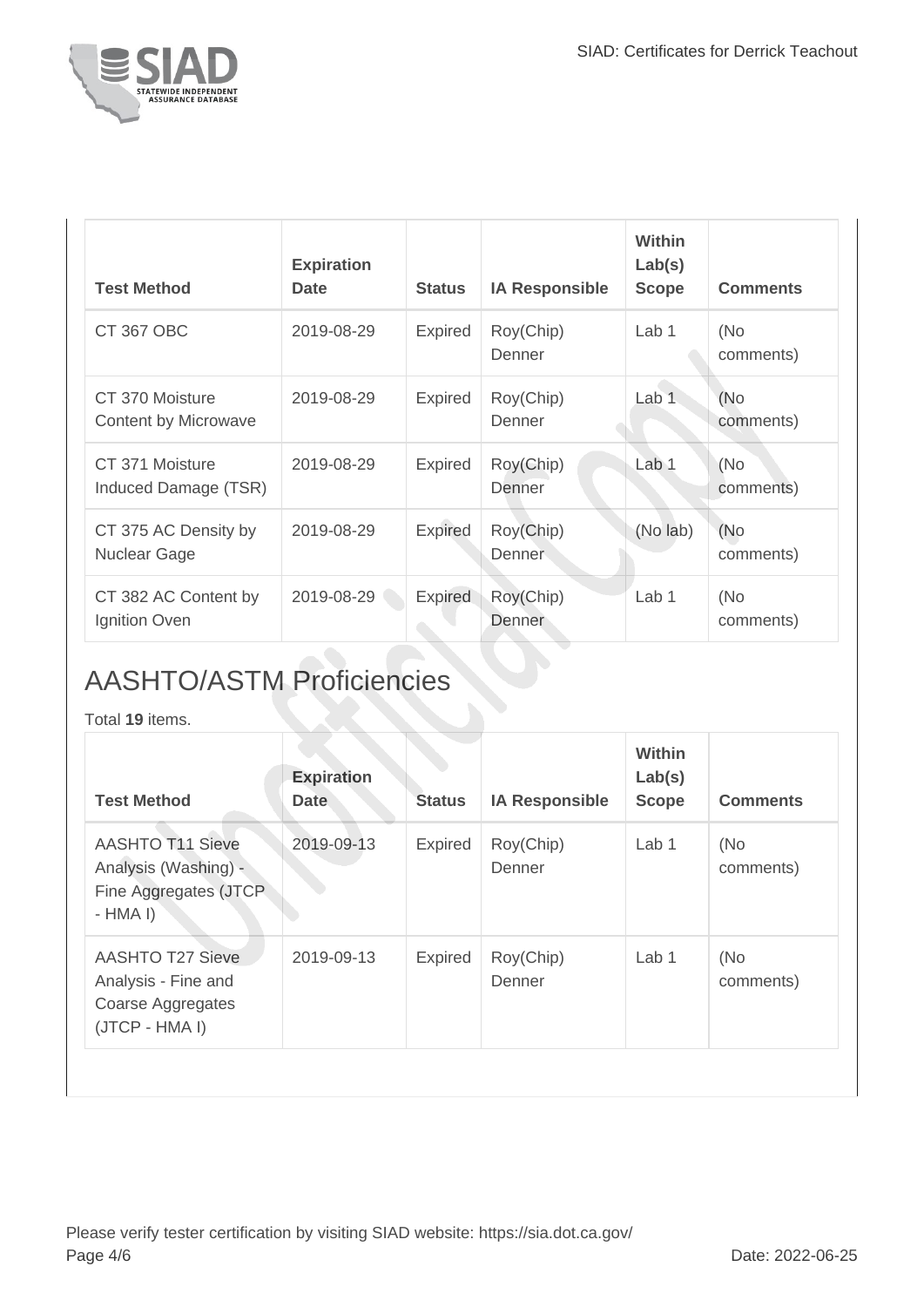| Test Method | Expiration Date | Status | IA Responsible | Within Lab(s) Scope | Comments |
| --- | --- | --- | --- | --- | --- |
| CT 367 OBC | 2019-08-29 | Expired | Roy(Chip) Denner | Lab 1 | (No comments) |
| CT 370 Moisture Content by Microwave | 2019-08-29 | Expired | Roy(Chip) Denner | Lab 1 | (No comments) |
| CT 371 Moisture Induced Damage (TSR) | 2019-08-29 | Expired | Roy(Chip) Denner | Lab 1 | (No comments) |
| CT 375 AC Density by Nuclear Gage | 2019-08-29 | Expired | Roy(Chip) Denner | (No lab) | (No comments) |
| CT 382 AC Content by Ignition Oven | 2019-08-29 | Expired | Roy(Chip) Denner | Lab 1 | (No comments) |

## AASHTO/ASTM Proficiencies

Total **19** items.

| Test Method | Expiration Date | Status | IA Responsible | Within Lab(s) Scope | Comments |
| --- | --- | --- | --- | --- | --- |
| AASHTO T11 Sieve Analysis (Washing) - Fine Aggregates (JTCP - HMA I) | 2019-09-13 | Expired | Roy(Chip) Denner | Lab 1 | (No comments) |
| AASHTO T27 Sieve Analysis - Fine and Coarse Aggregates (JTCP - HMA I) | 2019-09-13 | Expired | Roy(Chip) Denner | Lab 1 | (No comments) |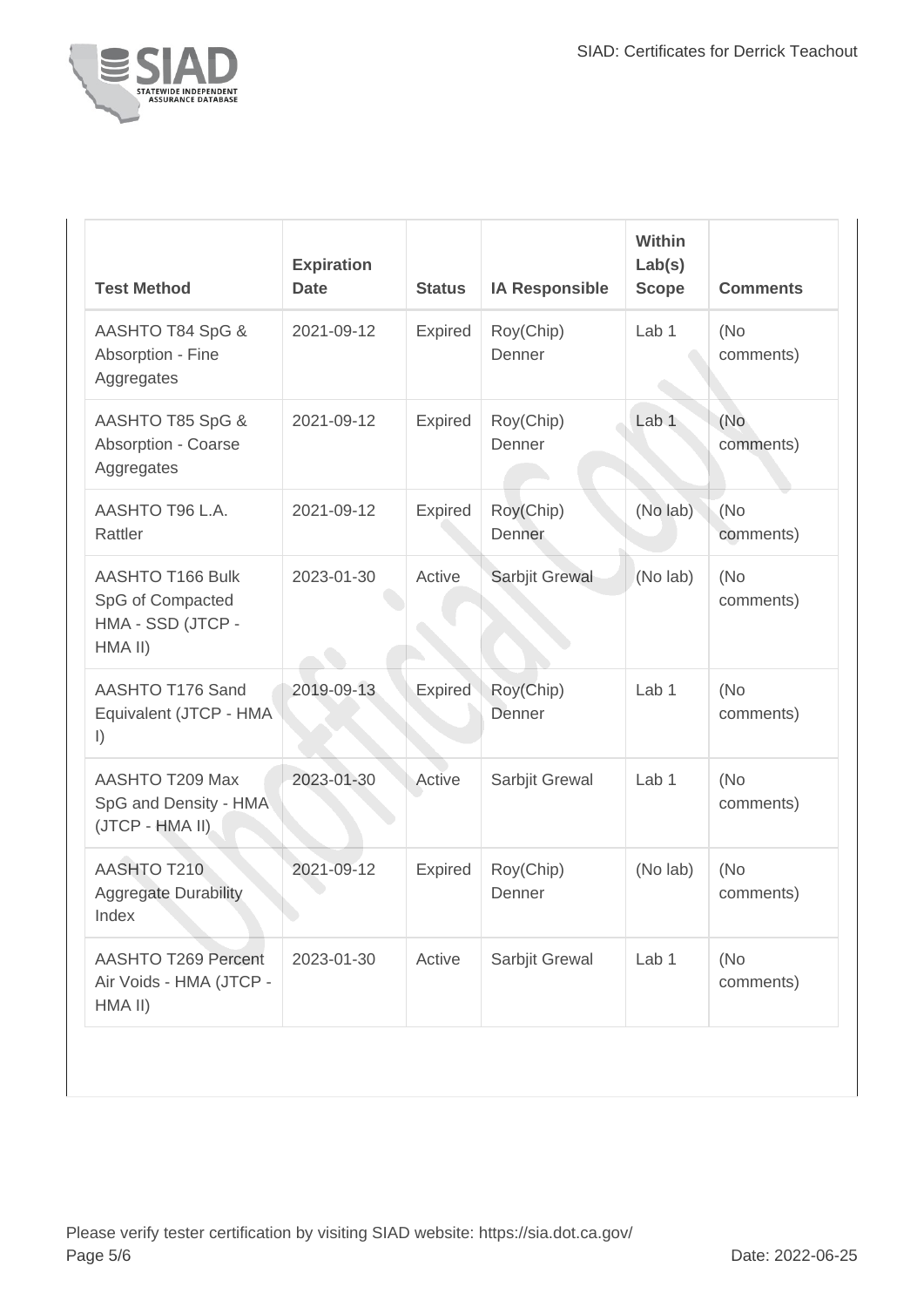| Test Method | Expiration Date | Status | IA Responsible | Within Lab(s) Scope | Comments |
| --- | --- | --- | --- | --- | --- |
| AASHTO T84 SpG & Absorption - Fine Aggregates | 2021-09-12 | Expired | Roy(Chip) Denner | Lab 1 | (No comments) |
| AASHTO T85 SpG & Absorption - Coarse Aggregates | 2021-09-12 | Expired | Roy(Chip) Denner | Lab 1 | (No comments) |
| AASHTO T96 L.A. Rattler | 2021-09-12 | Expired | Roy(Chip) Denner | (No lab) | (No comments) |
| AASHTO T166 Bulk SpG of Compacted HMA - SSD (JTCP - HMA II) | 2023-01-30 | Active | Sarbjit Grewal | (No lab) | (No comments) |
| AASHTO T176 Sand Equivalent (JTCP - HMA I) | 2019-09-13 | Expired | Roy(Chip) Denner | Lab 1 | (No comments) |
| AASHTO T209 Max SpG and Density - HMA (JTCP - HMA II) | 2023-01-30 | Active | Sarbjit Grewal | Lab 1 | (No comments) |
| AASHTO T210 Aggregate Durability Index | 2021-09-12 | Expired | Roy(Chip) Denner | (No lab) | (No comments) |
| AASHTO T269 Percent Air Voids - HMA (JTCP - HMA II) | 2023-01-30 | Active | Sarbjit Grewal | Lab 1 | (No comments) |

Please verify tester certification by visiting SIAD website: https://sia.dot.ca.gov/

Date: 2022-06-25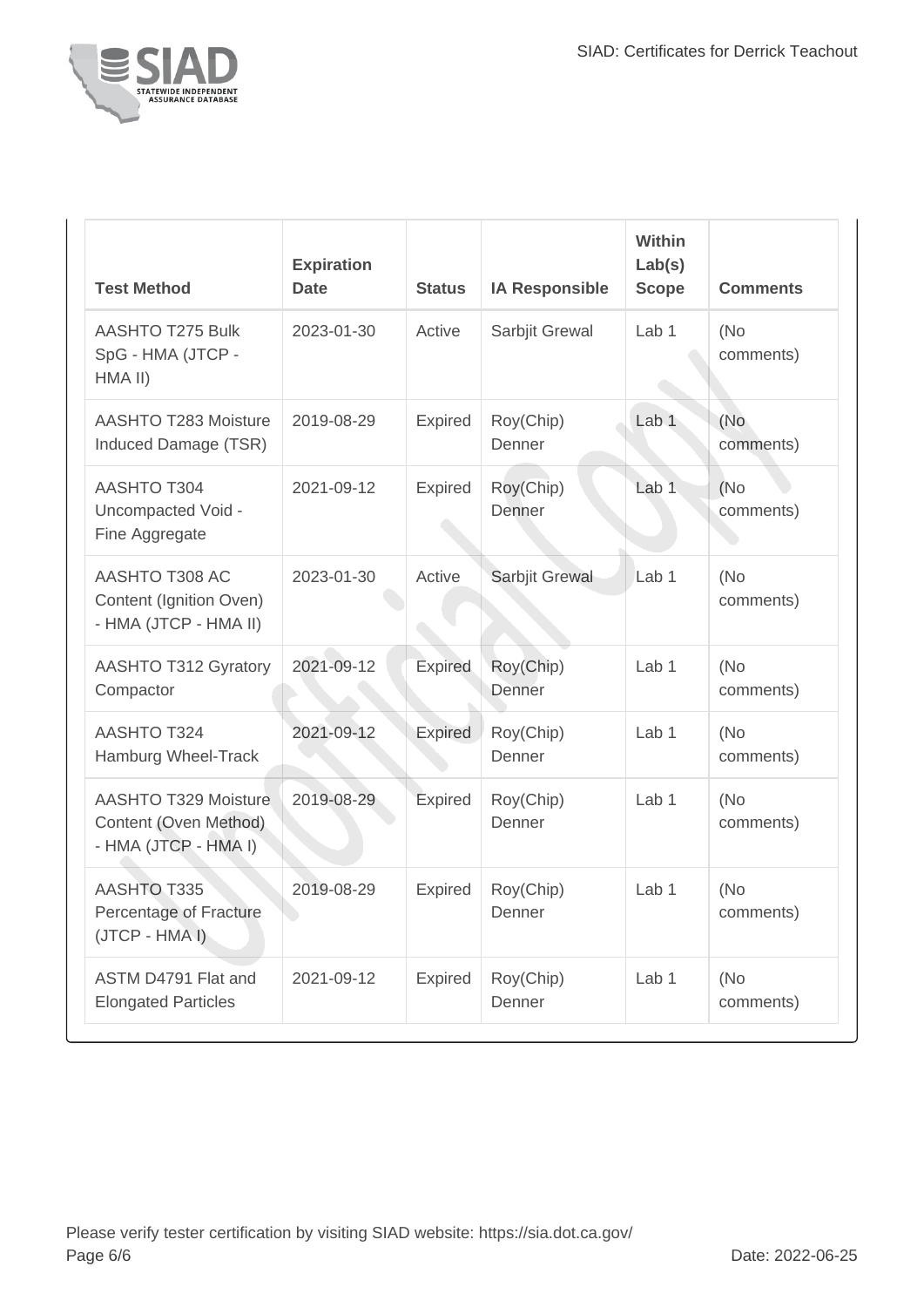| Test Method | Expiration Date | Status | IA Responsible | Within Lab(s) Scope | Comments |
|---|---|---|---|---|---|
| AASHTO T275 Bulk SpG - HMA (JTCP - HMA II) | 2023-01-30 | Active | Sarbjit Grewal | Lab 1 | (No comments) |
| AASHTO T283 Moisture Induced Damage (TSR) | 2019-08-29 | Expired | Roy(Chip) Denner | Lab 1 | (No comments) |
| AASHTO T304 Uncompacted Void - Fine Aggregate | 2021-09-12 | Expired | Roy(Chip) Denner | Lab 1 | (No comments) |
| AASHTO T308 AC Content (Ignition Oven) - HMA (JTCP - HMA II) | 2023-01-30 | Active | Sarbjit Grewal | Lab 1 | (No comments) |
| AASHTO T312 Gyratory Compactor | 2021-09-12 | Expired | Roy(Chip) Denner | Lab 1 | (No comments) |
| AASHTO T324 Hamburg Wheel-Track | 2021-09-12 | Expired | Roy(Chip) Denner | Lab 1 | (No comments) |
| AASHTO T329 Moisture Content (Oven Method) - HMA (JTCP - HMA I) | 2019-08-29 | Expired | Roy(Chip) Denner | Lab 1 | (No comments) |
| AASHTO T335 Percentage of Fracture (JTCP - HMA I) | 2019-08-29 | Expired | Roy(Chip) Denner | Lab 1 | (No comments) |
| ASTM D4791 Flat and Elongated Particles | 2021-09-12 | Expired | Roy(Chip) Denner | Lab 1 | (No comments) |

Please verify tester certification by visiting SIAD website: https://sia.dot.ca.gov/

Date: 2022-06-25